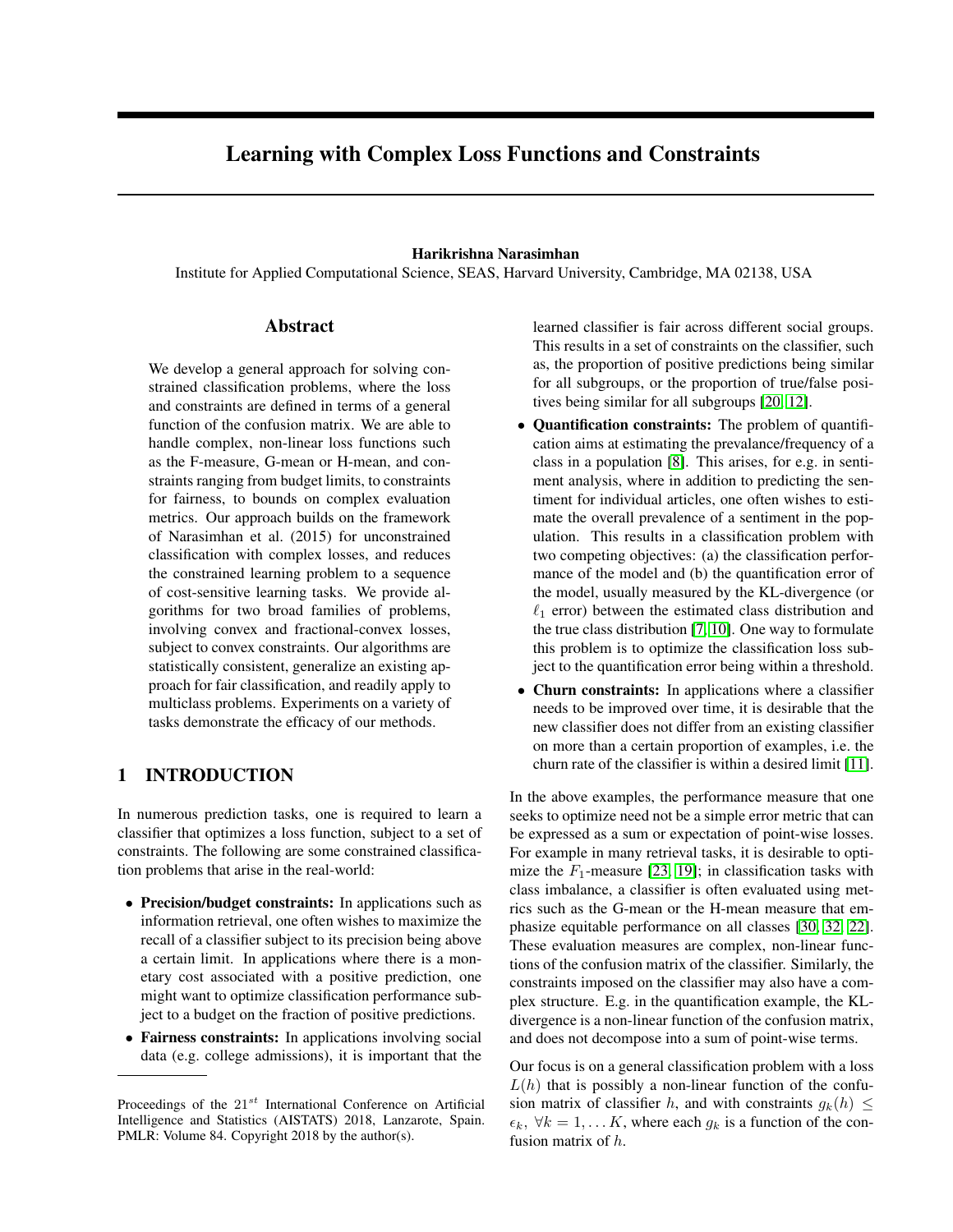# Learning with Complex Loss Functions and Constraints

**Harikrishna Narasimhan**
Institute for Applied Computational Science, SEAS, Harvard University, Cambridge, MA 02138, USA

## Abstract

We develop a general approach for solving constrained classification problems, where the loss and constraints are defined in terms of a general function of the confusion matrix. We are able to handle complex, non-linear loss functions such as the F-measure, G-mean or H-mean, and constraints ranging from budget limits, to constraints for fairness, to bounds on complex evaluation metrics. Our approach builds on the framework of Narasimhan et al. (2015) for unconstrained classification with complex losses, and reduces the constrained learning problem to a sequence of cost-sensitive learning tasks. We provide algorithms for two broad families of problems, involving convex and fractional-convex losses, subject to convex constraints. Our algorithms are statistically consistent, generalize an existing approach for fair classification, and readily apply to multiclass problems. Experiments on a variety of tasks demonstrate the efficacy of our methods.

## 1 INTRODUCTION

In numerous prediction tasks, one is required to learn a classifier that optimizes a loss function, subject to a set of constraints. The following are some constrained classification problems that arise in the real-world:

- **Precision/budget constraints:** In applications such as information retrieval, one often wishes to maximize the recall of a classifier subject to its precision being above a certain limit. In applications where there is a monetary cost associated with a positive prediction, one might want to optimize classification performance subject to a budget on the fraction of positive predictions.
- **Fairness constraints:** In applications involving social data (e.g. college admissions), it is important that the learned classifier is fair across different social groups. This results in a set of constraints on the classifier, such as, the proportion of positive predictions being similar for all subgroups, or the proportion of true/false positives being similar for all subgroups [20, 12].
- **Quantification constraints:** The problem of quantification aims at estimating the prevalance/frequency of a class in a population [8]. This arises, for e.g. in sentiment analysis, where in addition to predicting the sentiment for individual articles, one often wishes to estimate the overall prevalence of a sentiment in the population. This results in a classification problem with two competing objectives: (a) the classification performance of the model and (b) the quantification error of the model, usually measured by the KL-divergence (or $\ell_1$ error) between the estimated class distribution and the true class distribution [7, 10]. One way to formulate this problem is to optimize the classification loss subject to the quantification error being within a threshold.
- **Churn constraints:** In applications where a classifier needs to be improved over time, it is desirable that the new classifier does not differ from an existing classifier on more than a certain proportion of examples, i.e. the churn rate of the classifier is within a desired limit [11].

In the above examples, the performance measure that one seeks to optimize need not be a simple error metric that can be expressed as a sum or expectation of point-wise losses. For example in many retrieval tasks, it is desirable to optimize the $F_1$-measure [23, 19]; in classification tasks with class imbalance, a classifier is often evaluated using metrics such as the G-mean or the H-mean measure that emphasize equitable performance on all classes [30, 32, 22]. These evaluation measures are complex, non-linear functions of the confusion matrix of the classifier. Similarly, the constraints imposed on the classifier may also have a complex structure. E.g. in the quantification example, the KL-divergence is a non-linear function of the confusion matrix, and does not decompose into a sum of point-wise terms.

Our focus is on a general classification problem with a loss $L(h)$ that is possibly a non-linear function of the confusion matrix of classifier $h$, and with constraints $g_k(h) \leq \epsilon_k, \ \forall k = 1, \ldots K$, where each $g_k$ is a function of the confusion matrix of $h$.

Proceedings of the $21^{st}$ International Conference on Artificial Intelligence and Statistics (AISTATS) 2018, Lanzarote, Spain. PMLR: Volume 84. Copyright 2018 by the author(s).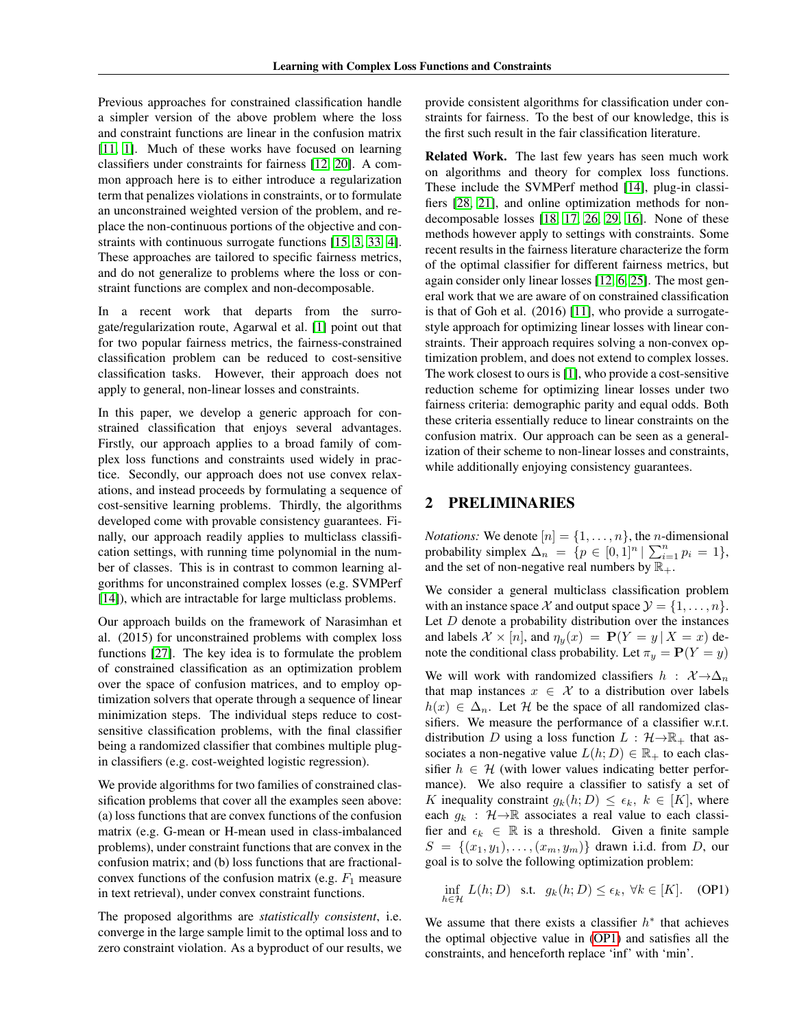Previous approaches for constrained classification handle a simpler version of the above problem where the loss and constraint functions are linear in the confusion matrix [11, 1]. Much of these works have focused on learning classifiers under constraints for fairness [12, 20]. A common approach here is to either introduce a regularization term that penalizes violations in constraints, or to formulate an unconstrained weighted version of the problem, and replace the non-continuous portions of the objective and constraints with continuous surrogate functions [15, 3, 33, 4]. These approaches are tailored to specific fairness metrics, and do not generalize to problems where the loss or constraint functions are complex and non-decomposable.

In a recent work that departs from the surrogate/regularization route, Agarwal et al. [1] point out that for two popular fairness metrics, the fairness-constrained classification problem can be reduced to cost-sensitive classification tasks. However, their approach does not apply to general, non-linear losses and constraints.

In this paper, we develop a generic approach for constrained classification that enjoys several advantages. Firstly, our approach applies to a broad family of complex loss functions and constraints used widely in practice. Secondly, our approach does not use convex relaxations, and instead proceeds by formulating a sequence of cost-sensitive learning problems. Thirdly, the algorithms developed come with provable consistency guarantees. Finally, our approach readily applies to multiclass classification settings, with running time polynomial in the number of classes. This is in contrast to common learning algorithms for unconstrained complex losses (e.g. SVMPerf [14]), which are intractable for large multiclass problems.

Our approach builds on the framework of Narasimhan et al. (2015) for unconstrained problems with complex loss functions [27]. The key idea is to formulate the problem of constrained classification as an optimization problem over the space of confusion matrices, and to employ optimization solvers that operate through a sequence of linear minimization steps. The individual steps reduce to cost-sensitive classification problems, with the final classifier being a randomized classifier that combines multiple plug-in classifiers (e.g. cost-weighted logistic regression).

We provide algorithms for two families of constrained classification problems that cover all the examples seen above: (a) loss functions that are convex functions of the confusion matrix (e.g. G-mean or H-mean used in class-imbalanced problems), under constraint functions that are convex in the confusion matrix; and (b) loss functions that are fractional-convex functions of the confusion matrix (e.g. $F_1$ measure in text retrieval), under convex constraint functions.

The proposed algorithms are *statistically consistent*, i.e. converge in the large sample limit to the optimal loss and to zero constraint violation. As a byproduct of our results, we provide consistent algorithms for classification under constraints for fairness. To the best of our knowledge, this is the first such result in the fair classification literature.

**Related Work.** The last few years has seen much work on algorithms and theory for complex loss functions. These include the SVMPerf method [14], plug-in classifiers [28, 21], and online optimization methods for non-decomposable losses [18, 17, 26, 29, 16]. None of these methods however apply to settings with constraints. Some recent results in the fairness literature characterize the form of the optimal classifier for different fairness metrics, but again consider only linear losses [12, 6, 25]. The most general work that we are aware of on constrained classification is that of Goh et al. (2016) [11], who provide a surrogate-style approach for optimizing linear losses with linear constraints. Their approach requires solving a non-convex optimization problem, and does not extend to complex losses. The work closest to ours is [1], who provide a cost-sensitive reduction scheme for optimizing linear losses under two fairness criteria: demographic parity and equal odds. Both these criteria essentially reduce to linear constraints on the confusion matrix. Our approach can be seen as a generalization of their scheme to non-linear losses and constraints, while additionally enjoying consistency guarantees.

## 2 PRELIMINARIES

*Notations:* We denote $[n] = \{1, \ldots, n\}$, the $n$-dimensional probability simplex $\Delta_n = \{p \in [0,1]^n \mid \sum_{i=1}^n p_i = 1\}$, and the set of non-negative real numbers by $\mathbb{R}_+$.

We consider a general multiclass classification problem with an instance space $\mathcal{X}$ and output space $\mathcal{Y} = \{1, \ldots, n\}$. Let $D$ denote a probability distribution over the instances and labels $\mathcal{X} \times [n]$, and $\eta_y(x) = \mathbf{P}(Y = y \,|\, X = x)$ denote the conditional class probability. Let $\pi_y = \mathbf{P}(Y = y)$

We will work with randomized classifiers $h : \mathcal{X} \to \Delta_n$ that map instances $x \in \mathcal{X}$ to a distribution over labels $h(x) \in \Delta_n$. Let $\mathcal{H}$ be the space of all randomized classifiers. We measure the performance of a classifier w.r.t. distribution $D$ using a loss function $L : \mathcal{H} \to \mathbb{R}_+$ that associates a non-negative value $L(h; D) \in \mathbb{R}_+$ to each classifier $h \in \mathcal{H}$ (with lower values indicating better performance). We also require a classifier to satisfy a set of $K$ inequality constraint $g_k(h; D) \leq \epsilon_k,\ k \in [K]$, where each $g_k : \mathcal{H} \to \mathbb{R}$ associates a real value to each classifier and $\epsilon_k \in \mathbb{R}$ is a threshold. Given a finite sample $S = \{(x_1, y_1), \ldots, (x_m, y_m)\}$ drawn i.i.d. from $D$, our goal is to solve the following optimization problem:

$$\inf_{h \in \mathcal{H}} L(h; D) \quad \text{s.t.} \quad g_k(h; D) \leq \epsilon_k,\ \forall k \in [K]. \qquad \text{(OP1)}$$

We assume that there exists a classifier $h^*$ that achieves the optimal objective value in (OP1) and satisfies all the constraints, and henceforth replace 'inf' with 'min'.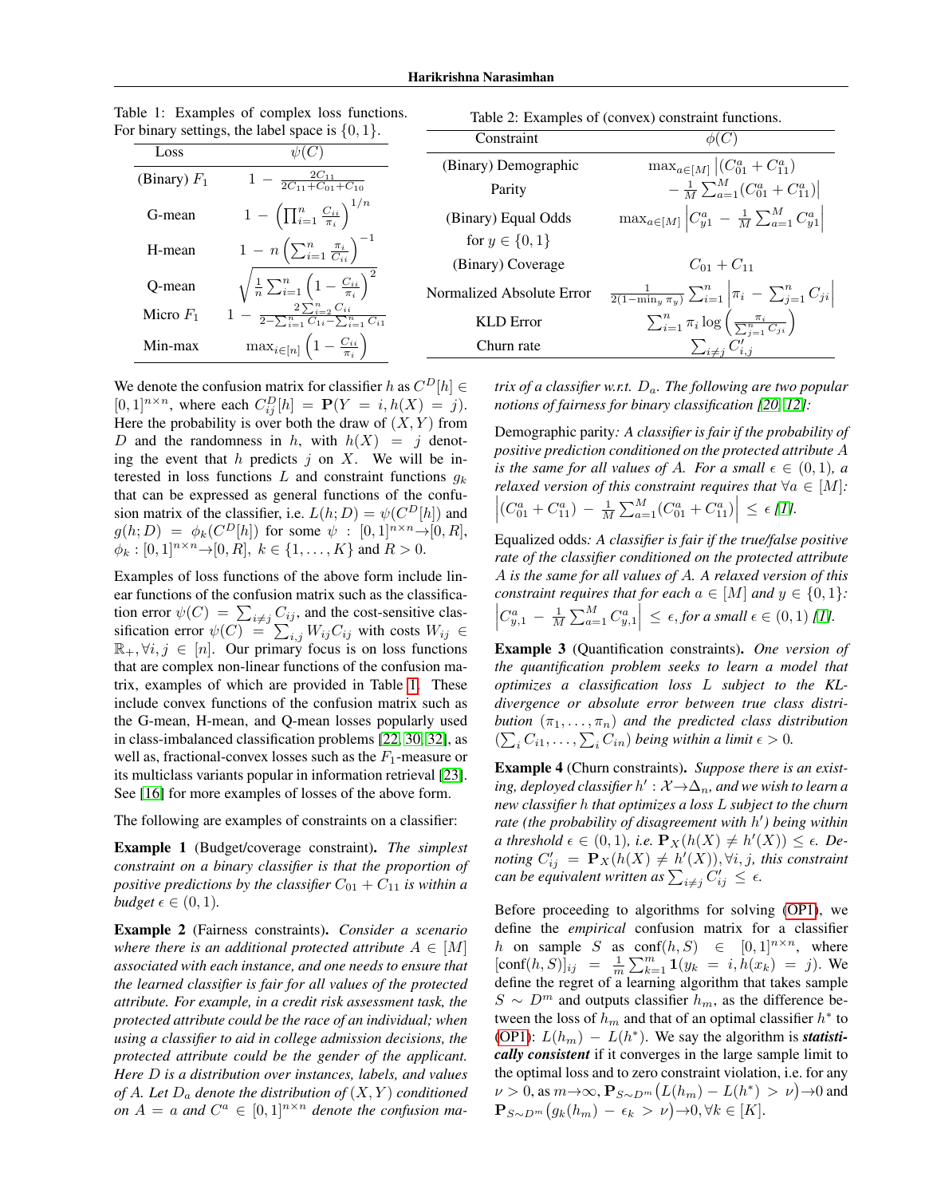Table 1: Examples of complex loss functions. For binary settings, the label space is $\{0,1\}$.

| Loss | $\psi(C)$ |
|---|---|
| (Binary) $F_1$ | $1 - \frac{2C_{11}}{2C_{11}+C_{01}+C_{10}}$ |
| G-mean | $1 - \left(\prod_{i=1}^{n} \frac{C_{ii}}{\pi_i}\right)^{1/n}$ |
| H-mean | $1 - n\left(\sum_{i=1}^{n} \frac{\pi_i}{C_{ii}}\right)^{-1}$ |
| Q-mean | $\sqrt{\frac{1}{n}\sum_{i=1}^{n}\left(1 - \frac{C_{ii}}{\pi_i}\right)^2}$ |
| Micro $F_1$ | $1 - \frac{2\sum_{i=2}^{n} C_{ii}}{2-\sum_{i=1}^{n} C_{1i} - \sum_{i=1}^{n} C_{i1}}$ |
| Min-max | $\max_{i\in[n]}\left(1 - \frac{C_{ii}}{\pi_i}\right)$ |

Table 2: Examples of (convex) constraint functions.

| Constraint | $\phi(C)$ |
|---|---|
| (Binary) Demographic Parity | $\max_{a\in[M]} \left\lvert (C^a_{01} + C^a_{11}) - \frac{1}{M}\sum_{a=1}^{M}(C^a_{01} + C^a_{11}) \right\rvert$ |
| (Binary) Equal Odds for $y \in \{0,1\}$ | $\max_{a\in[M]} \left\lvert C^a_{y1} - \frac{1}{M}\sum_{a=1}^{M} C^a_{y1} \right\rvert$ |
| (Binary) Coverage | $C_{01} + C_{11}$ |
| Normalized Absolute Error | $\frac{1}{2(1-\min_y \pi_y)} \sum_{i=1}^{n} \left\lvert \pi_i - \sum_{j=1}^{n} C_{ji} \right\rvert$ |
| KLD Error | $\sum_{i=1}^{n} \pi_i \log\left(\frac{\pi_i}{\sum_{j=1}^{n} C_{ji}}\right)$ |
| Churn rate | $\sum_{i\neq j} C'_{i,j}$ |

We denote the confusion matrix for classifier $h$ as $C^D[h] \in [0,1]^{n\times n}$, where each $C^D_{ij}[h] = \mathbf{P}(Y = i, h(X) = j)$. Here the probability is over both the draw of $(X,Y)$ from $D$ and the randomness in $h$, with $h(X) = j$ denoting the event that $h$ predicts $j$ on $X$. We will be interested in loss functions $L$ and constraint functions $g_k$ that can be expressed as general functions of the confusion matrix of the classifier, i.e. $L(h;D) = \psi(C^D[h])$ and $g(h;D) = \phi_k(C^D[h])$ for some $\psi : [0,1]^{n\times n}\to[0,R]$, $\phi_k : [0,1]^{n\times n}\to[0,R]$, $k \in \{1,\ldots,K\}$ and $R > 0$.

Examples of loss functions of the above form include linear functions of the confusion matrix such as the classification error $\psi(C) = \sum_{i\neq j} C_{ij}$, and the cost-sensitive classification error $\psi(C) = \sum_{i,j} W_{ij}C_{ij}$ with costs $W_{ij} \in \mathbb{R}_+, \forall i,j \in [n]$. Our primary focus is on loss functions that are complex non-linear functions of the confusion matrix, examples of which are provided in Table 1. These include convex functions of the confusion matrix such as the G-mean, H-mean, and Q-mean losses popularly used in class-imbalanced classification problems [22, 30, 32], as well as, fractional-convex losses such as the $F_1$-measure or its multiclass variants popular in information retrieval [23]. See [16] for more examples of losses of the above form.

The following are examples of constraints on a classifier:

**Example 1** (Budget/coverage constraint). *The simplest constraint on a binary classifier is that the proportion of positive predictions by the classifier $C_{01} + C_{11}$ is within a budget $\epsilon \in (0,1)$.*

**Example 2** (Fairness constraints). *Consider a scenario where there is an additional protected attribute $A \in [M]$ associated with each instance, and one needs to ensure that the learned classifier is fair for all values of the protected attribute. For example, in a credit risk assessment task, the protected attribute could be the race of an individual; when using a classifier to aid in college admission decisions, the protected attribute could be the gender of the applicant. Here $D$ is a distribution over instances, labels, and values of $A$. Let $D_a$ denote the distribution of $(X,Y)$ conditioned on $A = a$ and $C^a \in [0,1]^{n\times n}$ denote the confusion matrix of a classifier w.r.t. $D_a$. The following are two popular notions of fairness for binary classification [20, 12]:*

Demographic parity*: A classifier is fair if the probability of positive prediction conditioned on the protected attribute $A$ is the same for all values of $A$. For a small $\epsilon \in (0,1)$, a relaxed version of this constraint requires that $\forall a \in [M]$: $\left\lvert (C^a_{01} + C^a_{11}) - \frac{1}{M}\sum_{a=1}^{M}(C^a_{01} + C^a_{11}) \right\rvert \leq \epsilon$ [1].*

Equalized odds*: A classifier is fair if the true/false positive rate of the classifier conditioned on the protected attribute $A$ is the same for all values of $A$. A relaxed version of this constraint requires that for each $a \in [M]$ and $y \in \{0,1\}$: $\left\lvert C^a_{y,1} - \frac{1}{M}\sum_{a=1}^{M} C^a_{y,1} \right\rvert \leq \epsilon$, for a small $\epsilon \in (0,1)$ [1].*

**Example 3** (Quantification constraints). *One version of the quantification problem seeks to learn a model that optimizes a classification loss $L$ subject to the KL-divergence or absolute error between true class distribution $(\pi_1,\ldots,\pi_n)$ and the predicted class distribution $(\sum_i C_{i1},\ldots,\sum_i C_{in})$ being within a limit $\epsilon > 0$.*

**Example 4** (Churn constraints). *Suppose there is an existing, deployed classifier $h' : \mathcal{X}\to\Delta_n$, and we wish to learn a new classifier $h$ that optimizes a loss $L$ subject to the churn rate (the probability of disagreement with $h'$) being within a threshold $\epsilon \in (0,1)$, i.e. $\mathbf{P}_X(h(X) \neq h'(X)) \leq \epsilon$. Denoting $C'_{ij} = \mathbf{P}_X(h(X) \neq h'(X)), \forall i,j$, this constraint can be equivalent written as $\sum_{i\neq j} C'_{ij} \leq \epsilon$.*

Before proceeding to algorithms for solving (OP1), we define the *empirical* confusion matrix for a classifier $h$ on sample $S$ as $\mathrm{conf}(h,S) \in [0,1]^{n\times n}$, where $[\mathrm{conf}(h,S)]_{ij} = \frac{1}{m}\sum_{k=1}^{m} \mathbf{1}(y_k = i, h(x_k) = j)$. We define the regret of a learning algorithm that takes sample $S \sim D^m$ and outputs classifier $h_m$, as the difference between the loss of $h_m$ and that of an optimal classifier $h^*$ to (OP1): $L(h_m) - L(h^*)$. We say the algorithm is ***statistically consistent*** if it converges in the large sample limit to the optimal loss and to zero constraint violation, i.e. for any $\nu > 0$, as $m\to\infty$, $\mathbf{P}_{S\sim D^m}\big(L(h_m) - L(h^*) > \nu\big)\to 0$ and $\mathbf{P}_{S\sim D^m}\big(g_k(h_m) - \epsilon_k > \nu\big)\to 0, \forall k \in [K]$.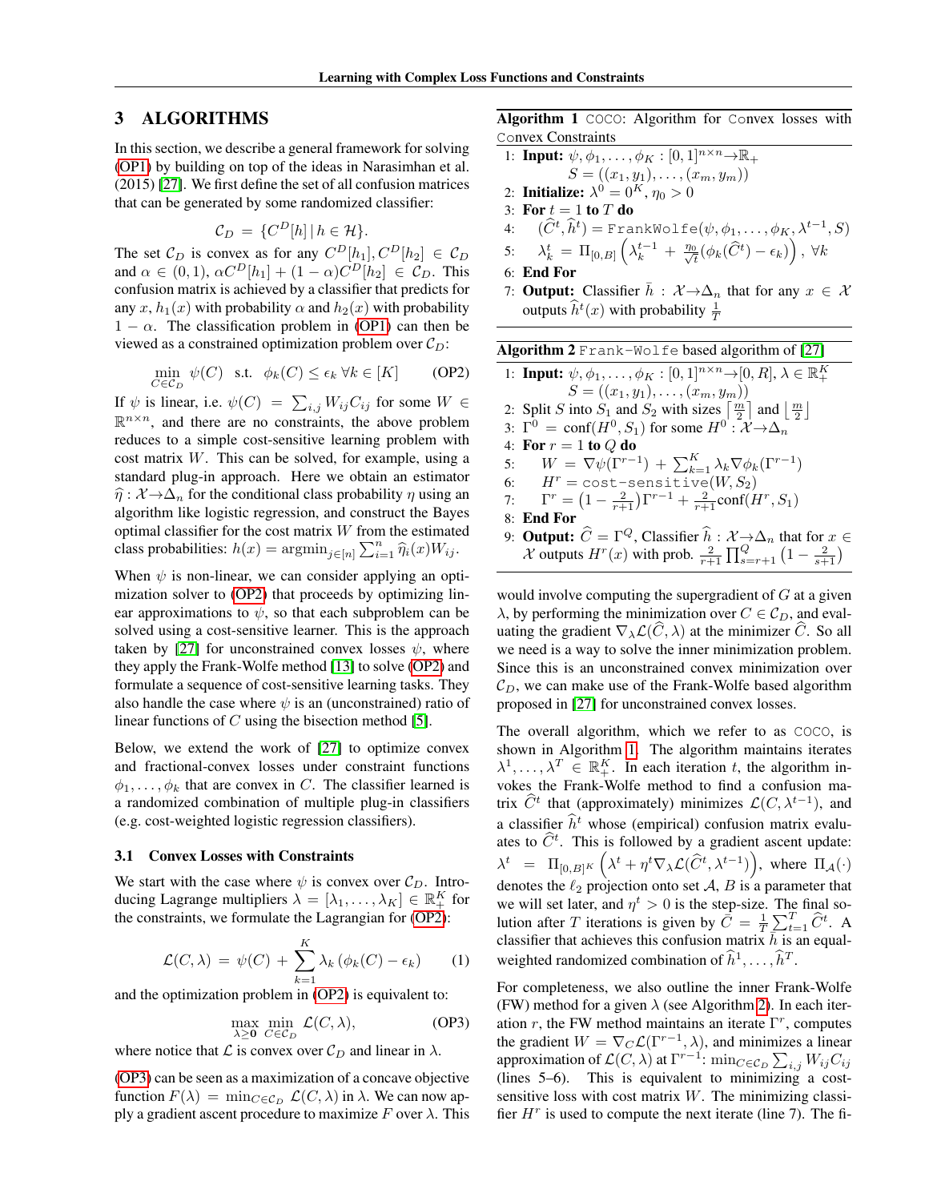## 3 ALGORITHMS

In this section, we describe a general framework for solving (OP1) by building on top of the ideas in Narasimhan et al. (2015) [27]. We first define the set of all confusion matrices that can be generated by some randomized classifier:

$$\mathcal{C}_D = \{C^D[h] \,|\, h \in \mathcal{H}\}.$$

The set $\mathcal{C}_D$ is convex as for any $C^D[h_1], C^D[h_2] \in \mathcal{C}_D$ and $\alpha \in (0,1)$, $\alpha C^D[h_1] + (1-\alpha)C^D[h_2] \in \mathcal{C}_D$. This confusion matrix is achieved by a classifier that predicts for any $x$, $h_1(x)$ with probability $\alpha$ and $h_2(x)$ with probability $1-\alpha$. The classification problem in (OP1) can then be viewed as a constrained optimization problem over $\mathcal{C}_D$:

$$\min_{C \in \mathcal{C}_D} \psi(C) \quad \text{s.t.} \quad \phi_k(C) \le \epsilon_k \; \forall k \in [K] \qquad \text{(OP2)}$$

If $\psi$ is linear, i.e. $\psi(C) = \sum_{i,j} W_{ij} C_{ij}$ for some $W \in \mathbb{R}^{n \times n}$, and there are no constraints, the above problem reduces to a simple cost-sensitive learning problem with cost matrix $W$. This can be solved, for example, using a standard plug-in approach. Here we obtain an estimator $\widehat{\eta}: \mathcal{X} \to \Delta_n$ for the conditional class probability $\eta$ using an algorithm like logistic regression, and construct the Bayes optimal classifier for the cost matrix $W$ from the estimated class probabilities: $h(x) = \operatorname{argmin}_{j \in [n]} \sum_{i=1}^n \widehat{\eta}_i(x) W_{ij}$.

When $\psi$ is non-linear, we can consider applying an optimization solver to (OP2) that proceeds by optimizing linear approximations to $\psi$, so that each subproblem can be solved using a cost-sensitive learner. This is the approach taken by [27] for unconstrained convex losses $\psi$, where they apply the Frank-Wolfe method [13] to solve (OP2) and formulate a sequence of cost-sensitive learning tasks. They also handle the case where $\psi$ is an (unconstrained) ratio of linear functions of $C$ using the bisection method [5].

Below, we extend the work of [27] to optimize convex and fractional-convex losses under constraint functions $\phi_1, \ldots, \phi_k$ that are convex in $C$. The classifier learned is a randomized combination of multiple plug-in classifiers (e.g. cost-weighted logistic regression classifiers).

### 3.1 Convex Losses with Constraints

We start with the case where $\psi$ is convex over $\mathcal{C}_D$. Introducing Lagrange multipliers $\lambda = [\lambda_1, \ldots, \lambda_K] \in \mathbb{R}_+^K$ for the constraints, we formulate the Lagrangian for (OP2):

$$\mathcal{L}(C, \lambda) = \psi(C) + \sum_{k=1}^K \lambda_k \left(\phi_k(C) - \epsilon_k\right) \qquad (1)$$

and the optimization problem in (OP2) is equivalent to:

$$\max_{\lambda \ge \mathbf{0}} \min_{C \in \mathcal{C}_D} \mathcal{L}(C, \lambda), \qquad \text{(OP3)}$$

where notice that $\mathcal{L}$ is convex over $\mathcal{C}_D$ and linear in $\lambda$.

(OP3) can be seen as a maximization of a concave objective function $F(\lambda) = \min_{C \in \mathcal{C}_D} \mathcal{L}(C, \lambda)$ in $\lambda$. We can now apply a gradient ascent procedure to maximize $F$ over $\lambda$. This would involve computing the supergradient of $G$ at a given $\lambda$, by performing the minimization over $C \in \mathcal{C}_D$, and evaluating the gradient $\nabla_\lambda \mathcal{L}(\widehat{C}, \lambda)$ at the minimizer $\widehat{C}$. So all we need is a way to solve the inner minimization problem. Since this is an unconstrained convex minimization over $\mathcal{C}_D$, we can make use of the Frank-Wolfe based algorithm proposed in [27] for unconstrained convex losses.

**Algorithm 1** COCO: Algorithm for Convex losses with Convex Constraints

1: **Input:** $\psi, \phi_1, \ldots, \phi_K : [0,1]^{n \times n} \to \mathbb{R}_+$
   $S = ((x_1, y_1), \ldots, (x_m, y_m))$
2: **Initialize:** $\lambda^0 = 0^K$, $\eta_0 > 0$
3: **For** $t = 1$ **to** $T$ **do**
4: $\quad (\widehat{C}^t, \widehat{h}^t) = \texttt{FrankWolfe}(\psi, \phi_1, \ldots, \phi_K, \lambda^{t-1}, S)$
5: $\quad \lambda_k^t = \Pi_{[0,B]}\left(\lambda_k^{t-1} + \frac{\eta_0}{\sqrt{t}}(\phi_k(\widehat{C}^t) - \epsilon_k)\right), \; \forall k$
6: **End For**
7: **Output:** Classifier $\bar{h}: \mathcal{X} \to \Delta_n$ that for any $x \in \mathcal{X}$ outputs $\widehat{h}^t(x)$ with probability $\frac{1}{T}$

**Algorithm 2** Frank-Wolfe based algorithm of [27]

1: **Input:** $\psi, \phi_1, \ldots, \phi_K : [0,1]^{n \times n} \to [0, R]$, $\lambda \in \mathbb{R}_+^K$
   $S = ((x_1, y_1), \ldots, (x_m, y_m))$
2: Split $S$ into $S_1$ and $S_2$ with sizes $\lceil \frac{m}{2} \rceil$ and $\lfloor \frac{m}{2} \rfloor$
3: $\Gamma^0 = \text{conf}(H^0, S_1)$ for some $H^0: \mathcal{X} \to \Delta_n$
4: **For** $r = 1$ **to** $Q$ **do**
5: $\quad W = \nabla\psi(\Gamma^{r-1}) + \sum_{k=1}^K \lambda_k \nabla\phi_k(\Gamma^{r-1})$
6: $\quad H^r = \texttt{cost-sensitive}(W, S_2)$
7: $\quad \Gamma^r = \left(1 - \frac{2}{r+1}\right)\Gamma^{r-1} + \frac{2}{r+1}\text{conf}(H^r, S_1)$
8: **End For**
9: **Output:** $\widehat{C} = \Gamma^Q$, Classifier $\widehat{h}: \mathcal{X} \to \Delta_n$ that for $x \in \mathcal{X}$ outputs $H^r(x)$ with prob. $\frac{2}{r+1}\prod_{s=r+1}^Q \left(1 - \frac{2}{s+1}\right)$

The overall algorithm, which we refer to as COCO, is shown in Algorithm 1. The algorithm maintains iterates $\lambda^1, \ldots, \lambda^T \in \mathbb{R}_+^K$. In each iteration $t$, the algorithm invokes the Frank-Wolfe method to find a confusion matrix $\widehat{C}^t$ that (approximately) minimizes $\mathcal{L}(C, \lambda^{t-1})$, and a classifier $\widehat{h}^t$ whose (empirical) confusion matrix evaluates to $\widehat{C}^t$. This is followed by a gradient ascent update: $\lambda^t = \Pi_{[0,B]^K}\left(\lambda^t + \eta^t \nabla_\lambda \mathcal{L}(\widehat{C}^t, \lambda^{t-1})\right)$, where $\Pi_{\mathcal{A}}(\cdot)$ denotes the $\ell_2$ projection onto set $\mathcal{A}$, $B$ is a parameter that we will set later, and $\eta^t > 0$ is the step-size. The final solution after $T$ iterations is given by $\bar{C} = \frac{1}{T}\sum_{t=1}^T \widehat{C}^t$. A classifier that achieves this confusion matrix $\bar{h}$ is an equal-weighted randomized combination of $\widehat{h}^1, \ldots, \widehat{h}^T$.

For completeness, we also outline the inner Frank-Wolfe (FW) method for a given $\lambda$ (see Algorithm 2). In each iteration $r$, the FW method maintains an iterate $\Gamma^r$, computes the gradient $W = \nabla_C \mathcal{L}(\Gamma^{r-1}, \lambda)$, and minimizes a linear approximation of $\mathcal{L}(C, \lambda)$ at $\Gamma^{r-1}$: $\min_{C \in \mathcal{C}_D} \sum_{i,j} W_{ij} C_{ij}$ (lines 5–6). This is equivalent to minimizing a cost-sensitive loss with cost matrix $W$. The minimizing classifier $H^r$ is used to compute the next iterate (line 7). The fi-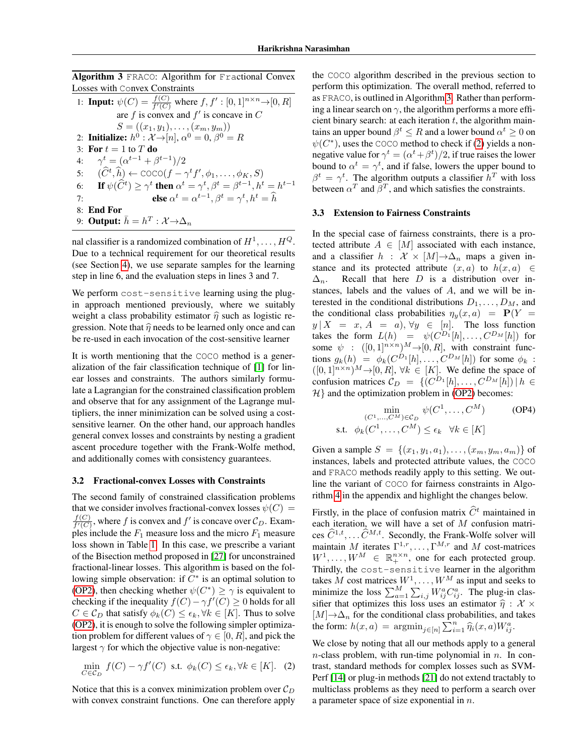**Algorithm 3** FRACO: Algorithm for Fractional Convex Losses with Convex Constraints

```
1: Input: ψ(C) = f(C)/f'(C) where f, f' : [0,1]^{n×n} → [0,R]
          are f is convex and f' is concave in C
          S = ((x_1, y_1), ..., (x_m, y_m))
2: Initialize: h^0 : X → [n], α^0 = 0, β^0 = R
3: For t = 1 to T do
4:    γ^t = (α^{t-1} + β^{t-1})/2
5:    (Ĉ^t, ĥ) ← COCO(f − γ^t f', φ_1, ..., φ_K, S)
6:    If ψ(Ĉ^t) ≥ γ^t then α^t = γ^t, β^t = β^{t-1}, h^t = h^{t-1}
7:                    else α^t = α^{t-1}, β^t = γ^t, h^t = ĥ
8: End For
9: Output: h̄ = h^T : X → Δ_n
```

nal classifier is a randomized combination of $H^1, \ldots, H^Q$. Due to a technical requirement for our theoretical results (see Section 4), we use separate samples for the learning step in line 6, and the evaluation steps in lines 3 and 7.

We perform `cost-sensitive` learning using the plug-in approach mentioned previously, where we suitably weight a class probability estimator $\widehat{\eta}$ such as logistic regression. Note that $\widehat{\eta}$ needs to be learned only once and can be re-used in each invocation of the cost-sensitive learner

It is worth mentioning that the COCO method is a generalization of the fair classification technique of [1] for linear losses and constraints. The authors similarly formulate a Lagrangian for the constrained classification problem and observe that for any assignment of the Lagrange multipliers, the inner minimization can be solved using a cost-sensitive learner. On the other hand, our approach handles general convex losses and constraints by nesting a gradient ascent procedure together with the Frank-Wolfe method, and additionally comes with consistency guarantees.

### 3.2 Fractional-convex Losses with Constraints

The second family of constrained classification problems that we consider involves fractional-convex losses $\psi(C) = \frac{f(C)}{f'(C)}$, where $f$ is convex and $f'$ is concave over $\mathcal{C}_D$. Examples include the $F_1$ measure loss and the micro $F_1$ measure loss shown in Table 1. In this case, we prescribe a variant of the Bisection method proposed in [27] for unconstrained fractional-linear losses. This algorithm is based on the following simple observation: if $C^*$ is an optimal solution to (OP2), then checking whether $\psi(C^*) \geq \gamma$ is equivalent to checking if the inequality $f(C) - \gamma f'(C) \geq 0$ holds for all $C \in \mathcal{C}_D$ that satisfy $\phi_k(C) \leq \epsilon_k, \forall k \in [K]$. Thus to solve (OP2), it is enough to solve the following simpler optimization problem for different values of $\gamma \in [0, R]$, and pick the largest $\gamma$ for which the objective value is non-negative:

$$\min_{C \in \mathcal{C}_D} f(C) - \gamma f'(C) \;\; \text{s.t.} \;\; \phi_k(C) \leq \epsilon_k, \forall k \in [K]. \quad (2)$$

Notice that this is a convex minimization problem over $\mathcal{C}_D$ with convex constraint functions. One can therefore apply the COCO algorithm described in the previous section to perform this optimization. The overall method, referred to as FRACO, is outlined in Algorithm 3. Rather than performing a linear search on $\gamma$, the algorithm performs a more efficient binary search: at each iteration $t$, the algorithm maintains an upper bound $\beta^t \leq R$ and a lower bound $\alpha^t \geq 0$ on $\psi(C^*)$, uses the COCO method to check if (2) yields a non-negative value for $\gamma^t = (\alpha^t + \beta^t)/2$, if true raises the lower bound to $\alpha^t = \gamma^t$, and if false, lowers the upper bound to $\beta^t = \gamma^t$. The algorithm outputs a classifier $h^T$ with loss between $\alpha^T$ and $\beta^T$, and which satisfies the constraints.

### 3.3 Extension to Fairness Constraints

In the special case of fairness constraints, there is a protected attribute $A \in [M]$ associated with each instance, and a classifier $h : \mathcal{X} \times [M] \to \Delta_n$ maps a given instance and its protected attribute $(x, a)$ to $h(x, a) \in \Delta_n$. Recall that here $D$ is a distribution over instances, labels and the values of $A$, and we will be interested in the conditional distributions $D_1, \ldots, D_M$, and the conditional class probabilities $\eta_y(x, a) = \mathbf{P}(Y = y \,|\, X = x, A = a), \forall y \in [n]$. The loss function takes the form $L(h) = \psi(C^{D_1}[h], \ldots, C^{D_M}[h])$ for some $\psi : ([0,1]^{n \times n})^M \to [0, R]$, with constraint functions $g_k(h) = \phi_k(C^{D_1}[h], \ldots, C^{D_M}[h])$ for some $\phi_k : ([0,1]^{n \times n})^M \to [0, R], \forall k \in [K]$. We define the space of confusion matrices $\mathcal{C}_D = \{(C^{D_1}[h], \ldots, C^{D_M}[h]) \,|\, h \in \mathcal{H}\}$ and the optimization problem in (OP2) becomes:

$$\min_{(C^1, \ldots, C^M) \in \mathcal{C}_D} \psi(C^1, \ldots, C^M) \quad \text{(OP4)}$$
$$\text{s.t.} \;\; \phi_k(C^1, \ldots, C^M) \leq \epsilon_k \;\; \forall k \in [K]$$

Given a sample $S = \{(x_1, y_1, a_1), \ldots, (x_m, y_m, a_m)\}$ of instances, labels and protected attribute values, the COCO and FRACO methods readily apply to this setting. We outline the variant of COCO for fairness constraints in Algorithm 4 in the appendix and highlight the changes below.

Firstly, in the place of confusion matrix $\widehat{C}^t$ maintained in each iteration, we will have a set of $M$ confusion matrices $\widehat{C}^{1,t}, \ldots \widehat{C}^{M,t}$. Secondly, the Frank-Wolfe solver will maintain $M$ iterates $\Gamma^{1,r}, \ldots, \Gamma^{M,r}$ and $M$ cost-matrices $W^1, \ldots, W^M \in \mathbb{R}_+^{n \times n}$, one for each protected group. Thirdly, the `cost-sensitive` learner in the algorithm takes $M$ cost matrices $W^1, \ldots, W^M$ as input and seeks to minimize the loss $\sum_{a=1}^M \sum_{i,j} W^a_{ij} C^a_{ij}$. The plug-in classifier that optimizes this loss uses an estimator $\widehat{\eta} : \mathcal{X} \times [M] \to \Delta_n$ for the conditional class probabilities, and takes the form: $h(x, a) = \operatorname{argmin}_{j \in [n]} \sum_{i=1}^n \widehat{\eta}_i(x, a) W^a_{ij}$.

We close by noting that all our methods apply to a general $n$-class problem, with run-time polynomial in $n$. In contrast, standard methods for complex losses such as SVM-Perf [14] or plug-in methods [21] do not extend tractably to multiclass problems as they need to perform a search over a parameter space of size exponential in $n$.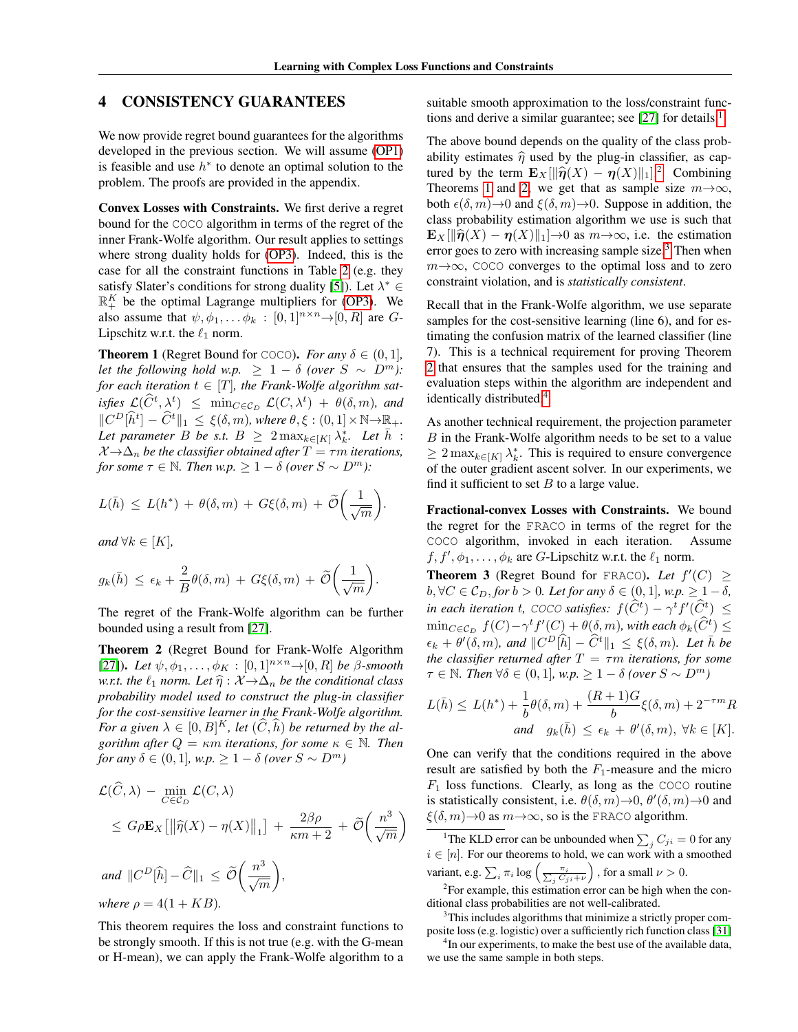## 4 CONSISTENCY GUARANTEES

We now provide regret bound guarantees for the algorithms developed in the previous section. We will assume (OP1) is feasible and use $h^*$ to denote an optimal solution to the problem. The proofs are provided in the appendix.

**Convex Losses with Constraints.** We first derive a regret bound for the COCO algorithm in terms of the regret of the inner Frank-Wolfe algorithm. Our result applies to settings where strong duality holds for (OP3). Indeed, this is the case for all the constraint functions in Table 2 (e.g. they satisfy Slater's conditions for strong duality [5]). Let $\lambda^* \in \mathbb{R}_+^K$ be the optimal Lagrange multipliers for (OP3). We also assume that $\psi, \phi_1, \ldots \phi_k : [0,1]^{n\times n} \rightarrow [0, R]$ are $G$-Lipschitz w.r.t. the $\ell_1$ norm.

**Theorem 1** (Regret Bound for COCO). *For any $\delta \in (0, 1]$, let the following hold w.p. $\geq 1 - \delta$ (over $S \sim D^m$): for each iteration $t \in [T]$, the Frank-Wolfe algorithm satisfies $\mathcal{L}(\widehat{C}^t, \lambda^t) \leq \min_{C \in \mathcal{C}_D} \mathcal{L}(C, \lambda^t) + \theta(\delta, m)$, and $\|C^D[\widehat{h}^t] - \widehat{C}^t\|_1 \leq \xi(\delta, m)$, where $\theta, \xi : (0,1] \times \mathbb{N} \rightarrow \mathbb{R}_+$. Let parameter $B$ be s.t. $B \geq 2\max_{k\in[K]} \lambda_k^*$. Let $\bar{h} : \mathcal{X} \rightarrow \Delta_n$ be the classifier obtained after $T = \tau m$ iterations, for some $\tau \in \mathbb{N}$. Then w.p. $\geq 1 - \delta$ (over $S \sim D^m$):*

$$L(\bar{h}) \leq L(h^*) + \theta(\delta, m) + G\xi(\delta, m) + \widetilde{\mathcal{O}}\left(\frac{1}{\sqrt{m}}\right).$$

*and $\forall k \in [K]$,*

$$g_k(\bar{h}) \leq \epsilon_k + \frac{2}{B}\theta(\delta, m) + G\xi(\delta, m) + \widetilde{\mathcal{O}}\left(\frac{1}{\sqrt{m}}\right).$$

The regret of the Frank-Wolfe algorithm can be further bounded using a result from [27].

**Theorem 2** (Regret Bound for Frank-Wolfe Algorithm [27]). *Let $\psi, \phi_1, \ldots, \phi_K : [0,1]^{n\times n} \rightarrow [0, R]$ be $\beta$-smooth w.r.t. the $\ell_1$ norm. Let $\widehat{\eta} : \mathcal{X} \rightarrow \Delta_n$ be the conditional class probability model used to construct the plug-in classifier for the cost-sensitive learner in the Frank-Wolfe algorithm. For a given $\lambda \in [0, B]^K$, let $(\widehat{C}, \widehat{h})$ be returned by the algorithm after $Q = \kappa m$ iterations, for some $\kappa \in \mathbb{N}$. Then for any $\delta \in (0, 1]$, w.p. $\geq 1 - \delta$ (over $S \sim D^m$)*

$$\mathcal{L}(\widehat{C}, \lambda) - \min_{C \in \mathcal{C}_D} \mathcal{L}(C, \lambda) \leq G\rho \mathbf{E}_X\left[\left\|\widehat{\eta}(X) - \eta(X)\right\|_1\right] + \frac{2\beta\rho}{\kappa m + 2} + \widetilde{\mathcal{O}}\left(\frac{n^3}{\sqrt{m}}\right)$$

*and* $\|C^D[\widehat{h}] - \widehat{C}\|_1 \leq \widetilde{\mathcal{O}}\left(\frac{n^3}{\sqrt{m}}\right)$,

*where $\rho = 4(1 + KB)$.*

This theorem requires the loss and constraint functions to be strongly smooth. If this is not true (e.g. with the G-mean or H-mean), we can apply the Frank-Wolfe algorithm to a suitable smooth approximation to the loss/constraint functions and derive a similar guarantee; see [27] for details.[1]

The above bound depends on the quality of the class probability estimates $\widehat{\eta}$ used by the plug-in classifier, as captured by the term $\mathbf{E}_X[\|\widehat{\boldsymbol{\eta}}(X) - \boldsymbol{\eta}(X)\|_1]$.[2] Combining Theorems 1 and 2, we get that as sample size $m \rightarrow \infty$, both $\epsilon(\delta, m) \rightarrow 0$ and $\xi(\delta, m) \rightarrow 0$. Suppose in addition, the class probability estimation algorithm we use is such that $\mathbf{E}_X[\|\widehat{\boldsymbol{\eta}}(X) - \boldsymbol{\eta}(X)\|_1] \rightarrow 0$ as $m \rightarrow \infty$, i.e. the estimation error goes to zero with increasing sample size.[3] Then when $m \rightarrow \infty$, COCO converges to the optimal loss and to zero constraint violation, and is *statistically consistent*.

Recall that in the Frank-Wolfe algorithm, we use separate samples for the cost-sensitive learning (line 6), and for estimating the confusion matrix of the learned classifier (line 7). This is a technical requirement for proving Theorem 2 that ensures that the samples used for the training and evaluation steps within the algorithm are independent and identically distributed.[4]

As another technical requirement, the projection parameter $B$ in the Frank-Wolfe algorithm needs to be set to a value $\geq 2\max_{k\in[K]} \lambda_k^*$. This is required to ensure convergence of the outer gradient ascent solver. In our experiments, we find it sufficient to set $B$ to a large value.

**Fractional-convex Losses with Constraints.** We bound the regret for the FRACO in terms of the regret for the COCO algorithm, invoked in each iteration. Assume $f, f', \phi_1, \ldots, \phi_k$ are $G$-Lipschitz w.r.t. the $\ell_1$ norm.

**Theorem 3** (Regret Bound for FRACO). *Let $f'(C) \geq b, \forall C \in \mathcal{C}_D$, for $b > 0$. Let for any $\delta \in (0, 1]$, w.p. $\geq 1 - \delta$, in each iteration $t$, COCO satisfies: $f(\widehat{C}^t) - \gamma^t f'(\widehat{C}^t) \leq \min_{C \in \mathcal{C}_D} f(C) - \gamma^t f'(C) + \theta(\delta, m)$, with each $\phi_k(\widehat{C}^t) \leq \epsilon_k + \theta'(\delta, m)$, and $\|C^D[\widehat{h}] - \widehat{C}^t\|_1 \leq \xi(\delta, m)$. Let $\bar{h}$ be the classifier returned after $T = \tau m$ iterations, for some $\tau \in \mathbb{N}$. Then $\forall \delta \in (0, 1]$, w.p. $\geq 1 - \delta$ (over $S \sim D^m$)*

$$L(\bar{h}) \leq L(h^*) + \frac{1}{b}\theta(\delta, m) + \frac{(R+1)G}{b}\xi(\delta, m) + 2^{-\tau m}R$$
$$\text{and} \quad g_k(\bar{h}) \leq \epsilon_k + \theta'(\delta, m), \; \forall k \in [K].$$

One can verify that the conditions required in the above result are satisfied by both the $F_1$-measure and the micro $F_1$ loss functions. Clearly, as long as the COCO routine is statistically consistent, i.e. $\theta(\delta, m) \rightarrow 0$, $\theta'(\delta, m) \rightarrow 0$ and $\xi(\delta, m) \rightarrow 0$ as $m \rightarrow \infty$, so is the FRACO algorithm.

[1] The KLD error can be unbounded when $\sum_j C_{ji} = 0$ for any $i \in [n]$. For our theorems to hold, we can work with a smoothed variant, e.g. $\sum_i \pi_i \log\left(\frac{\pi_i}{\sum_j C_{ji} + \nu}\right)$, for a small $\nu > 0$.

[2] For example, this estimation error can be high when the conditional class probabilities are not well-calibrated.

[3] This includes algorithms that minimize a strictly proper composite loss (e.g. logistic) over a sufficiently rich function class [31].

[4] In our experiments, to make the best use of the available data, we use the same sample in both steps.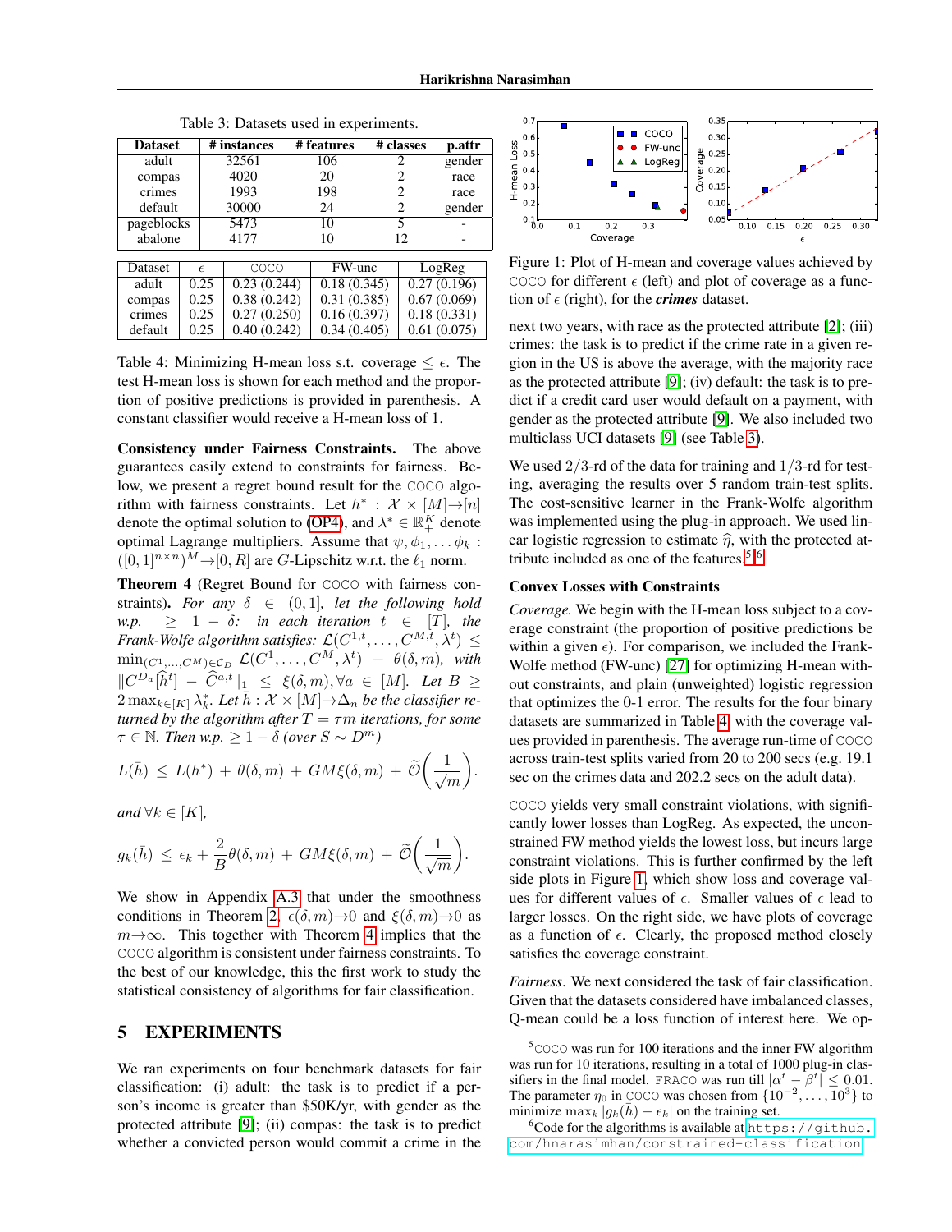Table 3: Datasets used in experiments.

| Dataset | # instances | # features | # classes | p.attr |
|---|---|---|---|---|
| adult | 32561 | 106 | 2 | gender |
| compas | 4020 | 20 | 2 | race |
| crimes | 1993 | 198 | 2 | race |
| default | 30000 | 24 | 2 | gender |
| pageblocks | 5473 | 10 | 5 | - |
| abalone | 4177 | 10 | 12 | - |

| Dataset | $\epsilon$ | COCO | FW-unc | LogReg |
|---|---|---|---|---|
| adult | 0.25 | 0.23 (0.244) | 0.18 (0.345) | 0.27 (0.196) |
| compas | 0.25 | 0.38 (0.242) | 0.31 (0.385) | 0.67 (0.069) |
| crimes | 0.25 | 0.27 (0.250) | 0.16 (0.397) | 0.18 (0.331) |
| default | 0.25 | 0.40 (0.242) | 0.34 (0.405) | 0.61 (0.075) |

Table 4: Minimizing H-mean loss s.t. coverage $\leq \epsilon$. The test H-mean loss is shown for each method and the proportion of positive predictions is provided in parenthesis. A constant classifier would receive a H-mean loss of 1.

**Consistency under Fairness Constraints.** The above guarantees easily extend to constraints for fairness. Below, we present a regret bound result for the COCO algorithm with fairness constraints. Let $h^* : \mathcal{X} \times [M] \to [n]$ denote the optimal solution to (OP4), and $\lambda^* \in \mathbb{R}^K_+$ denote optimal Lagrange multipliers. Assume that $\psi, \phi_1, \ldots \phi_k : ([0,1]^{n \times n})^M \to [0, R]$ are $G$-Lipschitz w.r.t. the $\ell_1$ norm.

**Theorem 4** (Regret Bound for COCO with fairness constraints)**.** *For any $\delta \in (0, 1]$, let the following hold w.p. $\geq 1-\delta$: in each iteration $t \in [T]$, the Frank-Wolfe algorithm satisfies: $\mathcal{L}(C^{1,t}, \ldots, C^{M,t}, \lambda^t) \leq \min_{(C^1,\ldots,C^M) \in \mathcal{C}_D} \mathcal{L}(C^1, \ldots, C^M, \lambda^t) + \theta(\delta, m)$, with $\|C^{D_a}[\widehat{h}^t] - \widehat{C}^{a,t}\|_1 \leq \xi(\delta, m), \forall a \in [M]$. Let $B \geq 2\max_{k \in [K]} \lambda^*_k$. Let $\bar{h} : \mathcal{X} \times [M] \to \Delta_n$ be the classifier returned by the algorithm after $T = \tau m$ iterations, for some $\tau \in \mathbb{N}$. Then w.p. $\geq 1 - \delta$ (over $S \sim D^m$)*

$$L(\bar{h}) \leq L(h^*) + \theta(\delta, m) + GM\xi(\delta, m) + \widetilde{\mathcal{O}}\left(\frac{1}{\sqrt{m}}\right).$$

*and* $\forall k \in [K]$,

$$g_k(\bar{h}) \leq \epsilon_k + \frac{2}{B}\theta(\delta, m) + GM\xi(\delta, m) + \widetilde{\mathcal{O}}\left(\frac{1}{\sqrt{m}}\right).$$

We show in Appendix A.3 that under the smoothness conditions in Theorem 2, $\epsilon(\delta, m) \to 0$ and $\xi(\delta, m) \to 0$ as $m \to \infty$. This together with Theorem 4 implies that the COCO algorithm is consistent under fairness constraints. To the best of our knowledge, this the first work to study the statistical consistency of algorithms for fair classification.

## 5 EXPERIMENTS

We ran experiments on four benchmark datasets for fair classification: (i) adult: the task is to predict if a person's income is greater than \$50K/yr, with gender as the protected attribute [9]; (ii) compas: the task is to predict whether a convicted person would commit a crime in the next two years, with race as the protected attribute [2]; (iii) crimes: the task is to predict if the crime rate in a given region in the US is above the average, with the majority race as the protected attribute [9]; (iv) default: the task is to predict if a credit card user would default on a payment, with gender as the protected attribute [9]. We also included two multiclass UCI datasets [9] (see Table 3).

COCO
FW-unc
LogReg
H-mean Loss
Coverage
0.1 0.2 0.3 0.4 0.5 0.6 0.7
0.0 0.1 0.2 0.3
0.05 0.10 0.15 0.20 0.25 0.30 0.35
0.10 0.15 0.20 0.25 0.30
$\epsilon$

Figure 1: Plot of H-mean and coverage values achieved by COCO for different $\epsilon$ (left) and plot of coverage as a function of $\epsilon$ (right), for the ***crimes*** dataset.

We used 2/3-rd of the data for training and 1/3-rd for testing, averaging the results over 5 random train-test splits. The cost-sensitive learner in the Frank-Wolfe algorithm was implemented using the plug-in approach. We used linear logistic regression to estimate $\widehat{\eta}$, with the protected attribute included as one of the features.[5] [6]

### Convex Losses with Constraints

*Coverage.* We begin with the H-mean loss subject to a coverage constraint (the proportion of positive predictions be within a given $\epsilon$). For comparison, we included the Frank-Wolfe method (FW-unc) [27] for optimizing H-mean without constraints, and plain (unweighted) logistic regression that optimizes the 0-1 error. The results for the four binary datasets are summarized in Table 4, with the coverage values provided in parenthesis. The average run-time of COCO across train-test splits varied from 20 to 200 secs (e.g. 19.1 sec on the crimes data and 202.2 secs on the adult data).

COCO yields very small constraint violations, with significantly lower losses than LogReg. As expected, the unconstrained FW method yields the lowest loss, but incurs large constraint violations. This is further confirmed by the left side plots in Figure 1, which show loss and coverage values for different values of $\epsilon$. Smaller values of $\epsilon$ lead to larger losses. On the right side, we have plots of coverage as a function of $\epsilon$. Clearly, the proposed method closely satisfies the coverage constraint.

*Fairness*. We next considered the task of fair classification. Given that the datasets considered have imbalanced classes, Q-mean could be a loss function of interest here. We op-

[5] COCO was run for 100 iterations and the inner FW algorithm was run for 10 iterations, resulting in a total of 1000 plug-in classifiers in the final model. FRACO was run till $|\alpha^t - \beta^t| \leq 0.01$. The parameter $\eta_0$ in COCO was chosen from $\{10^{-2}, \ldots, 10^3\}$ to minimize $\max_k |g_k(\bar{h}) - \epsilon_k|$ on the training set.

[6] Code for the experiments is available at https://github.com/hnarasimhan/constrained-classification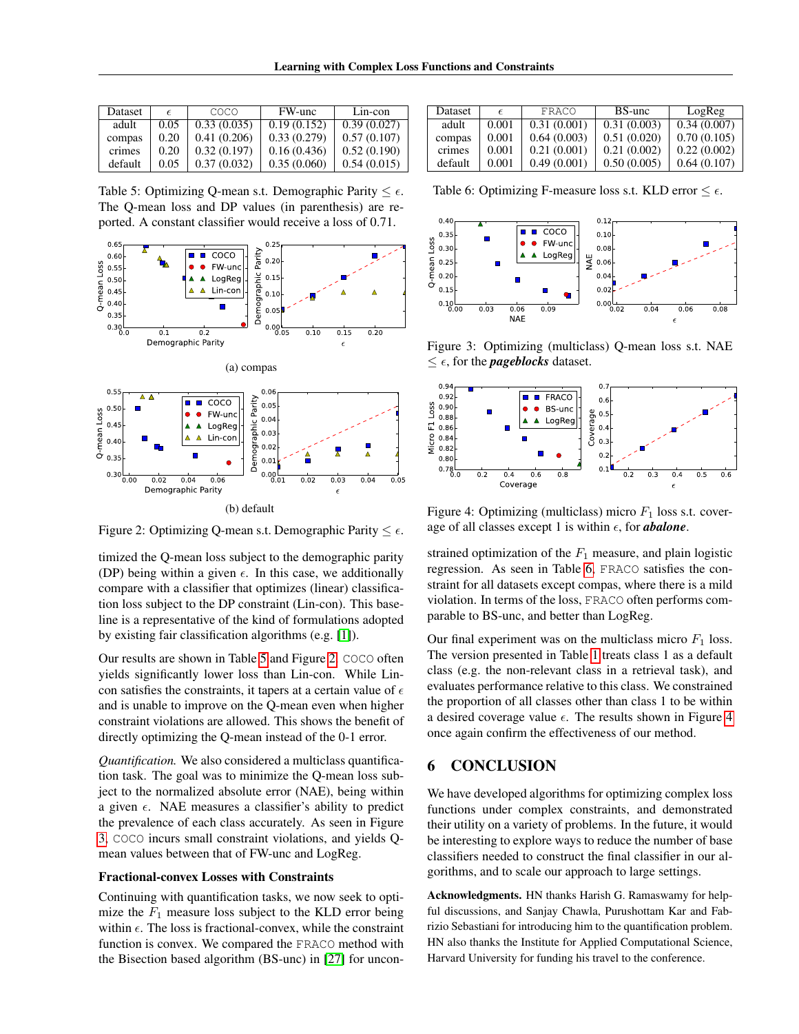| Dataset | $\epsilon$ | COCO | FW-unc | Lin-con |
|---|---|---|---|---|
| adult | 0.05 | 0.33 (0.035) | 0.19 (0.152) | 0.39 (0.027) |
| compas | 0.20 | 0.41 (0.206) | 0.33 (0.279) | 0.57 (0.107) |
| crimes | 0.20 | 0.32 (0.197) | 0.16 (0.436) | 0.52 (0.190) |
| default | 0.05 | 0.37 (0.032) | 0.35 (0.060) | 0.54 (0.015) |

Table 5: Optimizing Q-mean s.t. Demographic Parity $\leq \epsilon$. The Q-mean loss and DP values (in parenthesis) are reported. A constant classifier would receive a loss of 0.71.

(a) compas

(b) default

Figure 2: Optimizing Q-mean s.t. Demographic Parity $\leq \epsilon$.

timized the Q-mean loss subject to the demographic parity (DP) being within a given $\epsilon$. In this case, we additionally compare with a classifier that optimizes (linear) classification loss subject to the DP constraint (Lin-con). This baseline is a representative of the kind of formulations adopted by existing fair classification algorithms (e.g. [1]).

Our results are shown in Table 5 and Figure 2. COCO often yields significantly lower loss than Lin-con. While Lin-con satisfies the constraints, it tapers at a certain value of $\epsilon$ and is unable to improve on the Q-mean even when higher constraint violations are allowed. This shows the benefit of directly optimizing the Q-mean instead of the 0-1 error.

*Quantification.* We also considered a multiclass quantification task. The goal was to minimize the Q-mean loss subject to the normalized absolute error (NAE), being within a given $\epsilon$. NAE measures a classifier's ability to predict the prevalence of each class accurately. As seen in Figure 3, COCO incurs small constraint violations, and yields Q-mean values between that of FW-unc and LogReg.

**Fractional-convex Losses with Constraints**

Continuing with quantification tasks, we now seek to optimize the $F_1$ measure loss subject to the KLD error being within $\epsilon$. The loss is fractional-convex, while the constraint function is convex. We compared the FRACO method with the Bisection based algorithm (BS-unc) in [27] for unconstrained optimization of the $F_1$ measure, and plain logistic regression. As seen in Table 6, FRACO satisfies the constraint for all datasets except compas, where there is a mild violation. In terms of the loss, FRACO often performs comparable to BS-unc, and better than LogReg.

| Dataset | $\epsilon$ | FRACO | BS-unc | LogReg |
|---|---|---|---|---|
| adult | 0.001 | 0.31 (0.001) | 0.31 (0.003) | 0.34 (0.007) |
| compas | 0.001 | 0.64 (0.003) | 0.51 (0.020) | 0.70 (0.105) |
| crimes | 0.001 | 0.21 (0.001) | 0.21 (0.002) | 0.22 (0.002) |
| default | 0.001 | 0.49 (0.001) | 0.50 (0.005) | 0.64 (0.107) |

Table 6: Optimizing F-measure loss s.t. KLD error $\leq \epsilon$.

Figure 3: Optimizing (multiclass) Q-mean loss s.t. NAE $\leq \epsilon$, for the ***pageblocks*** dataset.

Figure 4: Optimizing (multiclass) micro $F_1$ loss s.t. coverage of all classes except 1 is within $\epsilon$, for ***abalone***.

Our final experiment was on the multiclass micro $F_1$ loss. The version presented in Table 1 treats class 1 as a default class (e.g. the non-relevant class in a retrieval task), and evaluates performance relative to this class. We constrained the proportion of all classes other than class 1 to be within a desired coverage value $\epsilon$. The results shown in Figure 4 once again confirm the effectiveness of our method.

# 6 CONCLUSION

We have developed algorithms for optimizing complex loss functions under complex constraints, and demonstrated their utility on a variety of problems. In the future, it would be interesting to explore ways to reduce the number of base classifiers needed to construct the final classifier in our algorithms, and to scale our approach to large settings.

**Acknowledgments.** HN thanks Harish G. Ramaswamy for helpful discussions, and Sanjay Chawla, Purushottam Kar and Fabrizio Sebastiani for introducing him to the quantification problem. HN also thanks the Institute for Applied Computational Science, Harvard University for funding his travel to the conference.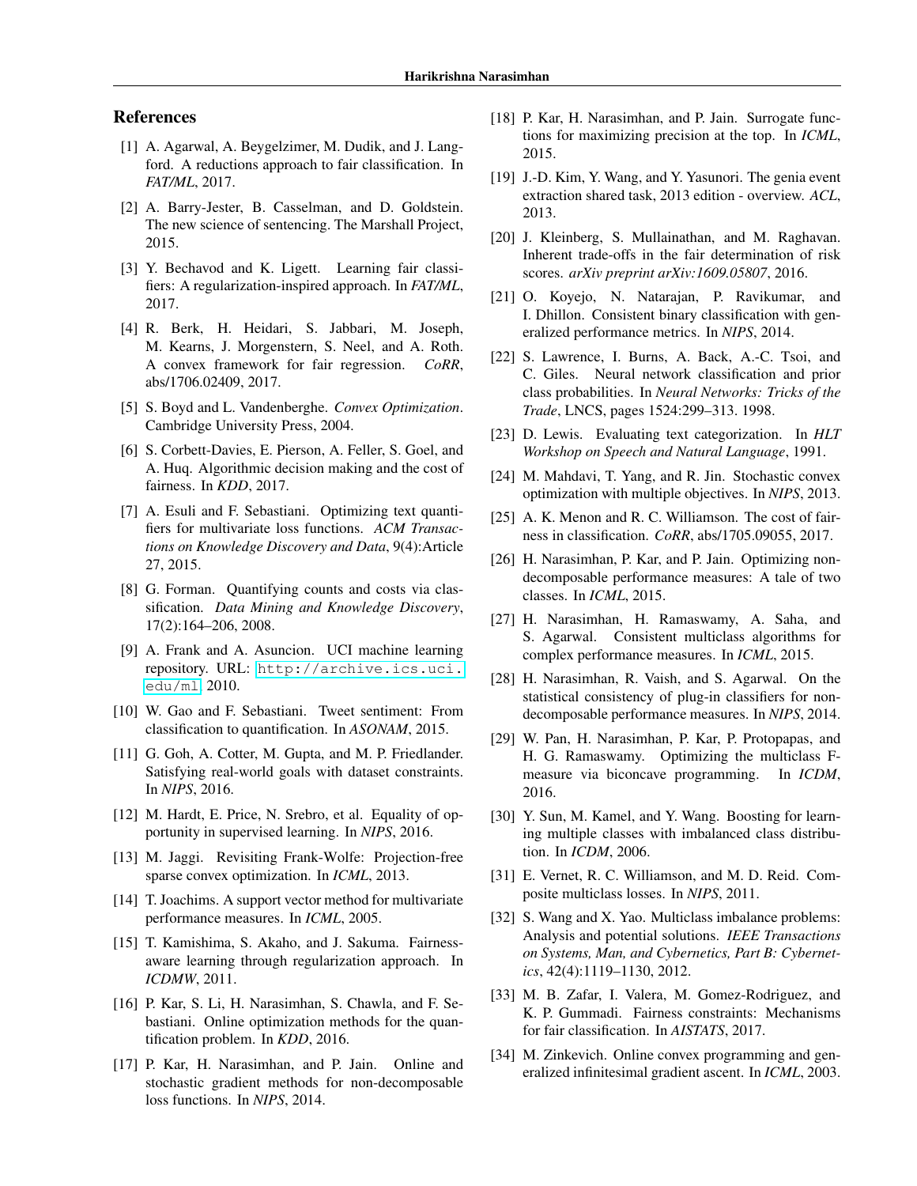## References

[1] A. Agarwal, A. Beygelzimer, M. Dudik, and J. Langford. A reductions approach to fair classification. In *FAT/ML*, 2017.

[2] A. Barry-Jester, B. Casselman, and D. Goldstein. The new science of sentencing. The Marshall Project, 2015.

[3] Y. Bechavod and K. Ligett. Learning fair classifiers: A regularization-inspired approach. In *FAT/ML*, 2017.

[4] R. Berk, H. Heidari, S. Jabbari, M. Joseph, M. Kearns, J. Morgenstern, S. Neel, and A. Roth. A convex framework for fair regression. *CoRR*, abs/1706.02409, 2017.

[5] S. Boyd and L. Vandenberghe. *Convex Optimization*. Cambridge University Press, 2004.

[6] S. Corbett-Davies, E. Pierson, A. Feller, S. Goel, and A. Huq. Algorithmic decision making and the cost of fairness. In *KDD*, 2017.

[7] A. Esuli and F. Sebastiani. Optimizing text quantifiers for multivariate loss functions. *ACM Transactions on Knowledge Discovery and Data*, 9(4):Article 27, 2015.

[8] G. Forman. Quantifying counts and costs via classification. *Data Mining and Knowledge Discovery*, 17(2):164–206, 2008.

[9] A. Frank and A. Asuncion. UCI machine learning repository. URL: http://archive.ics.uci.edu/ml, 2010.

[10] W. Gao and F. Sebastiani. Tweet sentiment: From classification to quantification. In *ASONAM*, 2015.

[11] G. Goh, A. Cotter, M. Gupta, and M. P. Friedlander. Satisfying real-world goals with dataset constraints. In *NIPS*, 2016.

[12] M. Hardt, E. Price, N. Srebro, et al. Equality of opportunity in supervised learning. In *NIPS*, 2016.

[13] M. Jaggi. Revisiting Frank-Wolfe: Projection-free sparse convex optimization. In *ICML*, 2013.

[14] T. Joachims. A support vector method for multivariate performance measures. In *ICML*, 2005.

[15] T. Kamishima, S. Akaho, and J. Sakuma. Fairness-aware learning through regularization approach. In *ICDMW*, 2011.

[16] P. Kar, S. Li, H. Narasimhan, S. Chawla, and F. Sebastiani. Online optimization methods for the quantification problem. In *KDD*, 2016.

[17] P. Kar, H. Narasimhan, and P. Jain. Online and stochastic gradient methods for non-decomposable loss functions. In *NIPS*, 2014.

[18] P. Kar, H. Narasimhan, and P. Jain. Surrogate functions for maximizing precision at the top. In *ICML*, 2015.

[19] J.-D. Kim, Y. Wang, and Y. Yasunori. The genia event extraction shared task, 2013 edition - overview. *ACL*, 2013.

[20] J. Kleinberg, S. Mullainathan, and M. Raghavan. Inherent trade-offs in the fair determination of risk scores. *arXiv preprint arXiv:1609.05807*, 2016.

[21] O. Koyejo, N. Natarajan, P. Ravikumar, and I. Dhillon. Consistent binary classification with generalized performance metrics. In *NIPS*, 2014.

[22] S. Lawrence, I. Burns, A. Back, A.-C. Tsoi, and C. Giles. Neural network classification and prior class probabilities. In *Neural Networks: Tricks of the Trade*, LNCS, pages 1524:299–313. 1998.

[23] D. Lewis. Evaluating text categorization. In *HLT Workshop on Speech and Natural Language*, 1991.

[24] M. Mahdavi, T. Yang, and R. Jin. Stochastic convex optimization with multiple objectives. In *NIPS*, 2013.

[25] A. K. Menon and R. C. Williamson. The cost of fairness in classification. *CoRR*, abs/1705.09055, 2017.

[26] H. Narasimhan, P. Kar, and P. Jain. Optimizing non-decomposable performance measures: A tale of two classes. In *ICML*, 2015.

[27] H. Narasimhan, H. Ramaswamy, A. Saha, and S. Agarwal. Consistent multiclass algorithms for complex performance measures. In *ICML*, 2015.

[28] H. Narasimhan, R. Vaish, and S. Agarwal. On the statistical consistency of plug-in classifiers for non-decomposable performance measures. In *NIPS*, 2014.

[29] W. Pan, H. Narasimhan, P. Kar, P. Protopapas, and H. G. Ramaswamy. Optimizing the multiclass F-measure via biconcave programming. In *ICDM*, 2016.

[30] Y. Sun, M. Kamel, and Y. Wang. Boosting for learning multiple classes with imbalanced class distribution. In *ICDM*, 2006.

[31] E. Vernet, R. C. Williamson, and M. D. Reid. Composite multiclass losses. In *NIPS*, 2011.

[32] S. Wang and X. Yao. Multiclass imbalance problems: Analysis and potential solutions. *IEEE Transactions on Systems, Man, and Cybernetics, Part B: Cybernetics*, 42(4):1119–1130, 2012.

[33] M. B. Zafar, I. Valera, M. Gomez-Rodriguez, and K. P. Gummadi. Fairness constraints: Mechanisms for fair classification. In *AISTATS*, 2017.

[34] M. Zinkevich. Online convex programming and generalized infinitesimal gradient ascent. In *ICML*, 2003.